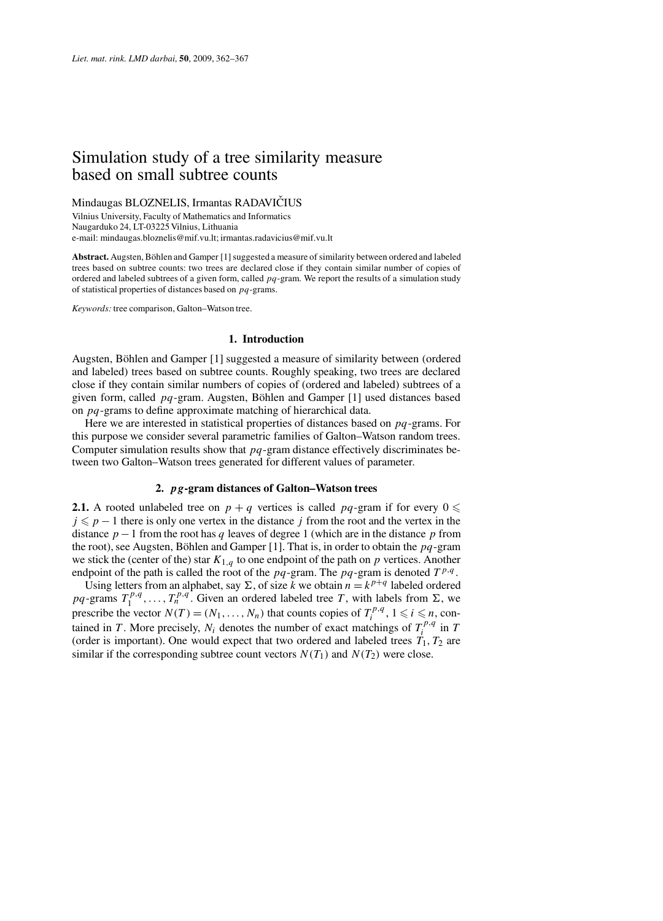# Simulation study of a tree similarity measure based on small subtree counts

Mindaugas BLOZNELIS, Irmantas RADAVIČIUS

Vilnius University, Faculty of Mathematics and Informatics
Naugarduko 24, LT-03225 Vilnius, Lithuania
e-mail: mindaugas.bloznelis@mif.vu.lt; irmantas.radavicius@mif.vu.lt

**Abstract.** Augsten, Böhlen and Gamper [1] suggested a measure of similarity between ordered and labeled trees based on subtree counts: two trees are declared close if they contain similar number of copies of ordered and labeled subtrees of a given form, called $pq$-gram. We report the results of a simulation study of statistical properties of distances based on $pq$-grams.

*Keywords:* tree comparison, Galton–Watson tree.

## 1. Introduction

Augsten, Böhlen and Gamper [1] suggested a measure of similarity between (ordered and labeled) trees based on subtree counts. Roughly speaking, two trees are declared close if they contain similar numbers of copies of (ordered and labeled) subtrees of a given form, called $pq$-gram. Augsten, Böhlen and Gamper [1] used distances based on $pq$-grams to define approximate matching of hierarchical data.

Here we are interested in statistical properties of distances based on $pq$-grams. For this purpose we consider several parametric families of Galton–Watson random trees. Computer simulation results show that $pq$-gram distance effectively discriminates between two Galton–Watson trees generated for different values of parameter.

## 2. $pg$-gram distances of Galton–Watson trees

**2.1.** A rooted unlabeled tree on $p+q$ vertices is called $pq$-gram if for every $0 \leqslant j \leqslant p-1$ there is only one vertex in the distance $j$ from the root and the vertex in the distance $p-1$ from the root has $q$ leaves of degree 1 (which are in the distance $p$ from the root), see Augsten, Böhlen and Gamper [1]. That is, in order to obtain the $pq$-gram we stick the (center of the) star $K_{1,q}$ to one endpoint of the path on $p$ vertices. Another endpoint of the path is called the root of the $pq$-gram. The $pq$-gram is denoted $T^{p,q}$.

Using letters from an alphabet, say $\Sigma$, of size $k$ we obtain $n = k^{p+q}$ labeled ordered $pq$-grams $T_1^{p,q}, \ldots, T_n^{p,q}$. Given an ordered labeled tree $T$, with labels from $\Sigma$, we prescribe the vector $N(T) = (N_1, \ldots, N_n)$ that counts copies of $T_i^{p,q}$, $1 \leqslant i \leqslant n$, contained in $T$. More precisely, $N_i$ denotes the number of exact matchings of $T_i^{p,q}$ in $T$ (order is important). One would expect that two ordered and labeled trees $T_1, T_2$ are similar if the corresponding subtree count vectors $N(T_1)$ and $N(T_2)$ were close.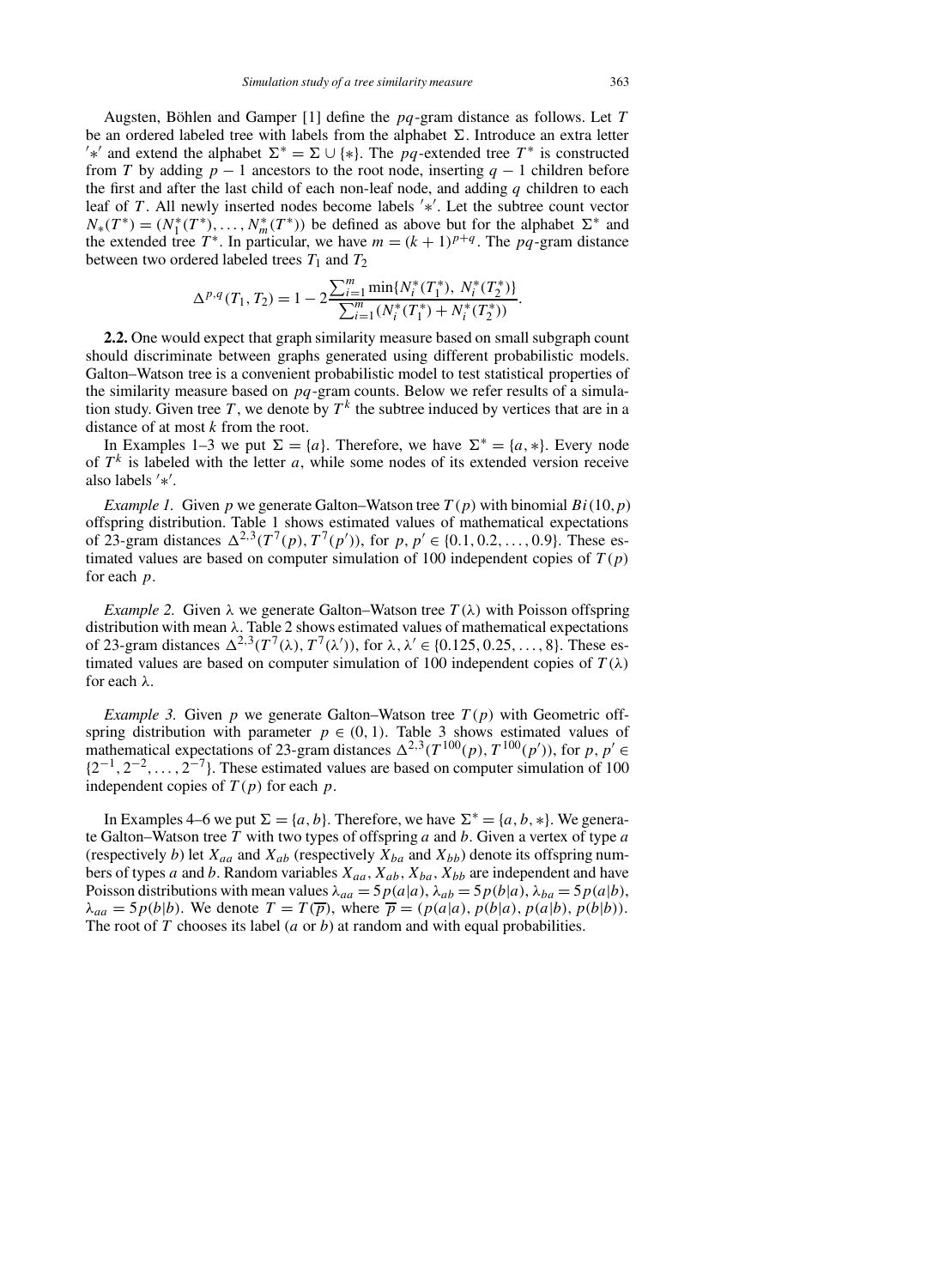Augsten, Böhlen and Gamper [1] define the $pq$-gram distance as follows. Let $T$ be an ordered labeled tree with labels from the alphabet $\Sigma$. Introduce an extra letter $'*'$ and extend the alphabet $\Sigma^* = \Sigma \cup \{*\}$. The $pq$-extended tree $T^*$ is constructed from $T$ by adding $p-1$ ancestors to the root node, inserting $q-1$ children before the first and after the last child of each non-leaf node, and adding $q$ children to each leaf of $T$. All newly inserted nodes become labels $'*'$. Let the subtree count vector $N_*(T^*) = (N_1^*(T^*), \ldots, N_m^*(T^*))$ be defined as above but for the alphabet $\Sigma^*$ and the extended tree $T^*$. In particular, we have $m = (k+1)^{p+q}$. The $pq$-gram distance between two ordered labeled trees $T_1$ and $T_2$

$$\Delta^{p,q}(T_1, T_2) = 1 - 2\frac{\sum_{i=1}^{m} \min\{N_i^*(T_1^*),\ N_i^*(T_2^*)\}}{\sum_{i=1}^{m}(N_i^*(T_1^*) + N_i^*(T_2^*))}.$$

**2.2.** One would expect that graph similarity measure based on small subgraph count should discriminate between graphs generated using different probabilistic models. Galton–Watson tree is a convenient probabilistic model to test statistical properties of the similarity measure based on $pq$-gram counts. Below we refer results of a simulation study. Given tree $T$, we denote by $T^k$ the subtree induced by vertices that are in a distance of at most $k$ from the root.

In Examples 1–3 we put $\Sigma = \{a\}$. Therefore, we have $\Sigma^* = \{a, *\}$. Every node of $T^k$ is labeled with the letter $a$, while some nodes of its extended version receive also labels $'*'$.

*Example 1.* Given $p$ we generate Galton–Watson tree $T(p)$ with binomial $Bi(10, p)$ offspring distribution. Table 1 shows estimated values of mathematical expectations of 23-gram distances $\Delta^{2,3}(T^7(p), T^7(p'))$, for $p, p' \in \{0.1, 0.2, \ldots, 0.9\}$. These estimated values are based on computer simulation of 100 independent copies of $T(p)$ for each $p$.

*Example 2.* Given $\lambda$ we generate Galton–Watson tree $T(\lambda)$ with Poisson offspring distribution with mean $\lambda$. Table 2 shows estimated values of mathematical expectations of 23-gram distances $\Delta^{2,3}(T^7(\lambda), T^7(\lambda'))$, for $\lambda, \lambda' \in \{0.125, 0.25, \ldots, 8\}$. These estimated values are based on computer simulation of 100 independent copies of $T(\lambda)$ for each $\lambda$.

*Example 3.* Given $p$ we generate Galton–Watson tree $T(p)$ with Geometric offspring distribution with parameter $p \in (0, 1)$. Table 3 shows estimated values of mathematical expectations of 23-gram distances $\Delta^{2,3}(T^{100}(p), T^{100}(p'))$, for $p, p' \in \{2^{-1}, 2^{-2}, \ldots, 2^{-7}\}$. These estimated values are based on computer simulation of 100 independent copies of $T(p)$ for each $p$.

In Examples 4–6 we put $\Sigma = \{a, b\}$. Therefore, we have $\Sigma^* = \{a, b, *\}$. We generate Galton–Watson tree $T$ with two types of offspring $a$ and $b$. Given a vertex of type $a$ (respectively $b$) let $X_{aa}$ and $X_{ab}$ (respectively $X_{ba}$ and $X_{bb}$) denote its offspring numbers of types $a$ and $b$. Random variables $X_{aa}, X_{ab}, X_{ba}, X_{bb}$ are independent and have Poisson distributions with mean values $\lambda_{aa} = 5p(a|a)$, $\lambda_{ab} = 5p(b|a)$, $\lambda_{ba} = 5p(a|b)$, $\lambda_{aa} = 5p(b|b)$. We denote $T = T(\overline{p})$, where $\overline{p} = (p(a|a), p(b|a), p(a|b), p(b|b))$. The root of $T$ chooses its label ($a$ or $b$) at random and with equal probabilities.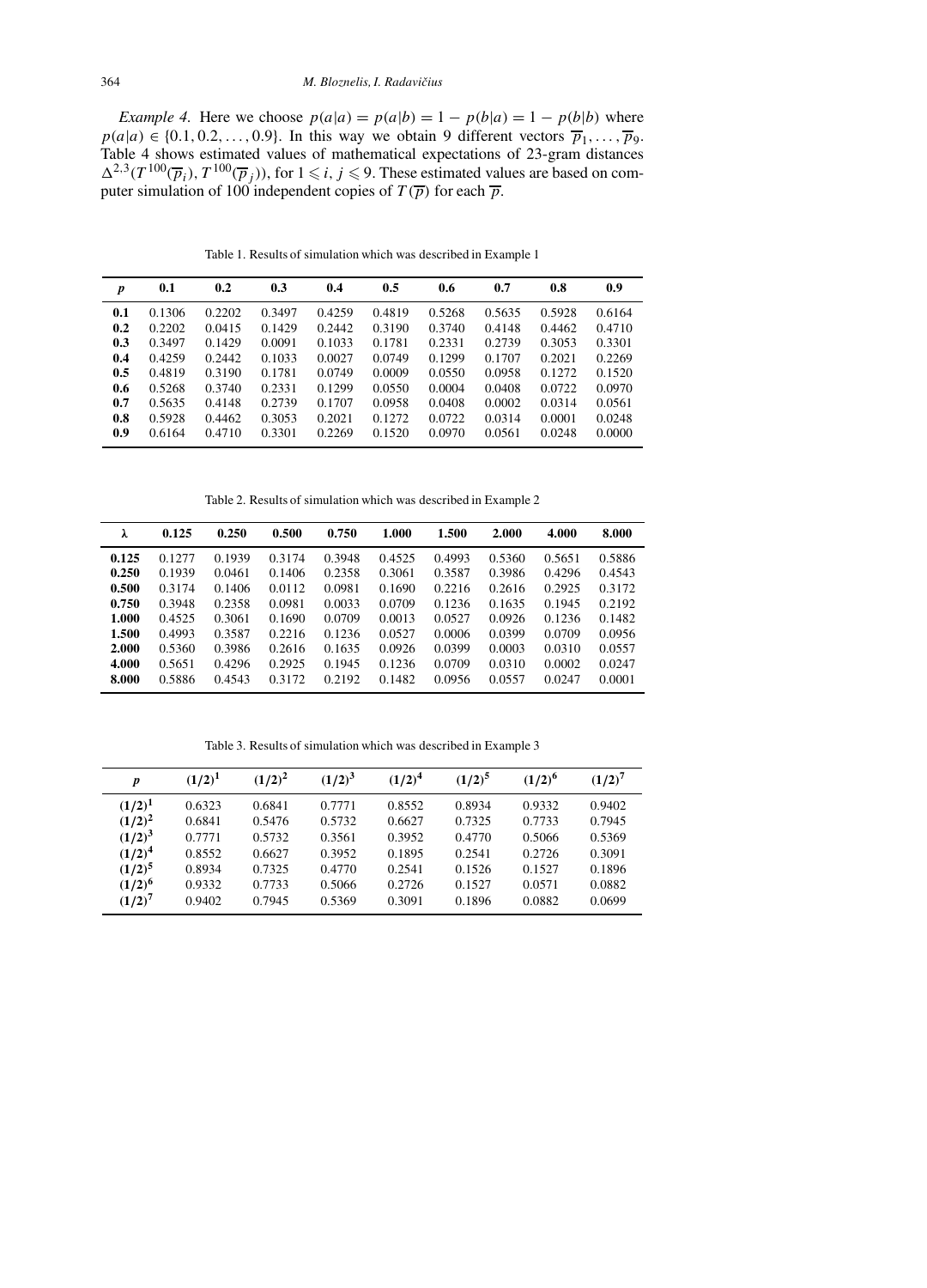*Example 4.* Here we choose $p(a|a) = p(a|b) = 1 - p(b|a) = 1 - p(b|b)$ where $p(a|a) \in \{0.1, 0.2, \ldots, 0.9\}$. In this way we obtain 9 different vectors $\overline{p}_1, \ldots, \overline{p}_9$. Table 4 shows estimated values of mathematical expectations of 23-gram distances $\Delta^{2,3}(T^{100}(\overline{p}_i), T^{100}(\overline{p}_j))$, for $1 \leqslant i, j \leqslant 9$. These estimated values are based on computer simulation of 100 independent copies of $T(\overline{p})$ for each $\overline{p}$.

Table 1. Results of simulation which was described in Example 1

| ***p*** | **0.1** | **0.2** | **0.3** | **0.4** | **0.5** | **0.6** | **0.7** | **0.8** | **0.9** |
|---|---|---|---|---|---|---|---|---|---|
| **0.1** | 0.1306 | 0.2202 | 0.3497 | 0.4259 | 0.4819 | 0.5268 | 0.5635 | 0.5928 | 0.6164 |
| **0.2** | 0.2202 | 0.0415 | 0.1429 | 0.2442 | 0.3190 | 0.3740 | 0.4148 | 0.4462 | 0.4710 |
| **0.3** | 0.3497 | 0.1429 | 0.0091 | 0.1033 | 0.1781 | 0.2331 | 0.2739 | 0.3053 | 0.3301 |
| **0.4** | 0.4259 | 0.2442 | 0.1033 | 0.0027 | 0.0749 | 0.1299 | 0.1707 | 0.2021 | 0.2269 |
| **0.5** | 0.4819 | 0.3190 | 0.1781 | 0.0749 | 0.0009 | 0.0550 | 0.0958 | 0.1272 | 0.1520 |
| **0.6** | 0.5268 | 0.3740 | 0.2331 | 0.1299 | 0.0550 | 0.0004 | 0.0408 | 0.0722 | 0.0970 |
| **0.7** | 0.5635 | 0.4148 | 0.2739 | 0.1707 | 0.0958 | 0.0408 | 0.0002 | 0.0314 | 0.0561 |
| **0.8** | 0.5928 | 0.4462 | 0.3053 | 0.2021 | 0.1272 | 0.0722 | 0.0314 | 0.0001 | 0.0248 |
| **0.9** | 0.6164 | 0.4710 | 0.3301 | 0.2269 | 0.1520 | 0.0970 | 0.0561 | 0.0248 | 0.0000 |

Table 2. Results of simulation which was described in Example 2

| **λ** | **0.125** | **0.250** | **0.500** | **0.750** | **1.000** | **1.500** | **2.000** | **4.000** | **8.000** |
|---|---|---|---|---|---|---|---|---|---|
| **0.125** | 0.1277 | 0.1939 | 0.3174 | 0.3948 | 0.4525 | 0.4993 | 0.5360 | 0.5651 | 0.5886 |
| **0.250** | 0.1939 | 0.0461 | 0.1406 | 0.2358 | 0.3061 | 0.3587 | 0.3986 | 0.4296 | 0.4543 |
| **0.500** | 0.3174 | 0.1406 | 0.0112 | 0.0981 | 0.1690 | 0.2216 | 0.2616 | 0.2925 | 0.3172 |
| **0.750** | 0.3948 | 0.2358 | 0.0981 | 0.0033 | 0.0709 | 0.1236 | 0.1635 | 0.1945 | 0.2192 |
| **1.000** | 0.4525 | 0.3061 | 0.1690 | 0.0709 | 0.0013 | 0.0527 | 0.0926 | 0.1236 | 0.1482 |
| **1.500** | 0.4993 | 0.3587 | 0.2216 | 0.1236 | 0.0527 | 0.0006 | 0.0399 | 0.0709 | 0.0956 |
| **2.000** | 0.5360 | 0.3986 | 0.2616 | 0.1635 | 0.0926 | 0.0399 | 0.0003 | 0.0310 | 0.0557 |
| **4.000** | 0.5651 | 0.4296 | 0.2925 | 0.1945 | 0.1236 | 0.0709 | 0.0310 | 0.0002 | 0.0247 |
| **8.000** | 0.5886 | 0.4543 | 0.3172 | 0.2192 | 0.1482 | 0.0956 | 0.0557 | 0.0247 | 0.0001 |

Table 3. Results of simulation which was described in Example 3

| $p$ | $(1/2)^1$ | $(1/2)^2$ | $(1/2)^3$ | $(1/2)^4$ | $(1/2)^5$ | $(1/2)^6$ | $(1/2)^7$ |
|---|---|---|---|---|---|---|---|
| $(1/2)^1$ | 0.6323 | 0.6841 | 0.7771 | 0.8552 | 0.8934 | 0.9332 | 0.9402 |
| $(1/2)^2$ | 0.6841 | 0.5476 | 0.5732 | 0.6627 | 0.7325 | 0.7733 | 0.7945 |
| $(1/2)^3$ | 0.7771 | 0.5732 | 0.3561 | 0.3952 | 0.4770 | 0.5066 | 0.5369 |
| $(1/2)^4$ | 0.8552 | 0.6627 | 0.3952 | 0.1895 | 0.2541 | 0.2726 | 0.3091 |
| $(1/2)^5$ | 0.8934 | 0.7325 | 0.4770 | 0.2541 | 0.1526 | 0.1527 | 0.1896 |
| $(1/2)^6$ | 0.9332 | 0.7733 | 0.5066 | 0.2726 | 0.1527 | 0.0571 | 0.0882 |
| $(1/2)^7$ | 0.9402 | 0.7945 | 0.5369 | 0.3091 | 0.1896 | 0.0882 | 0.0699 |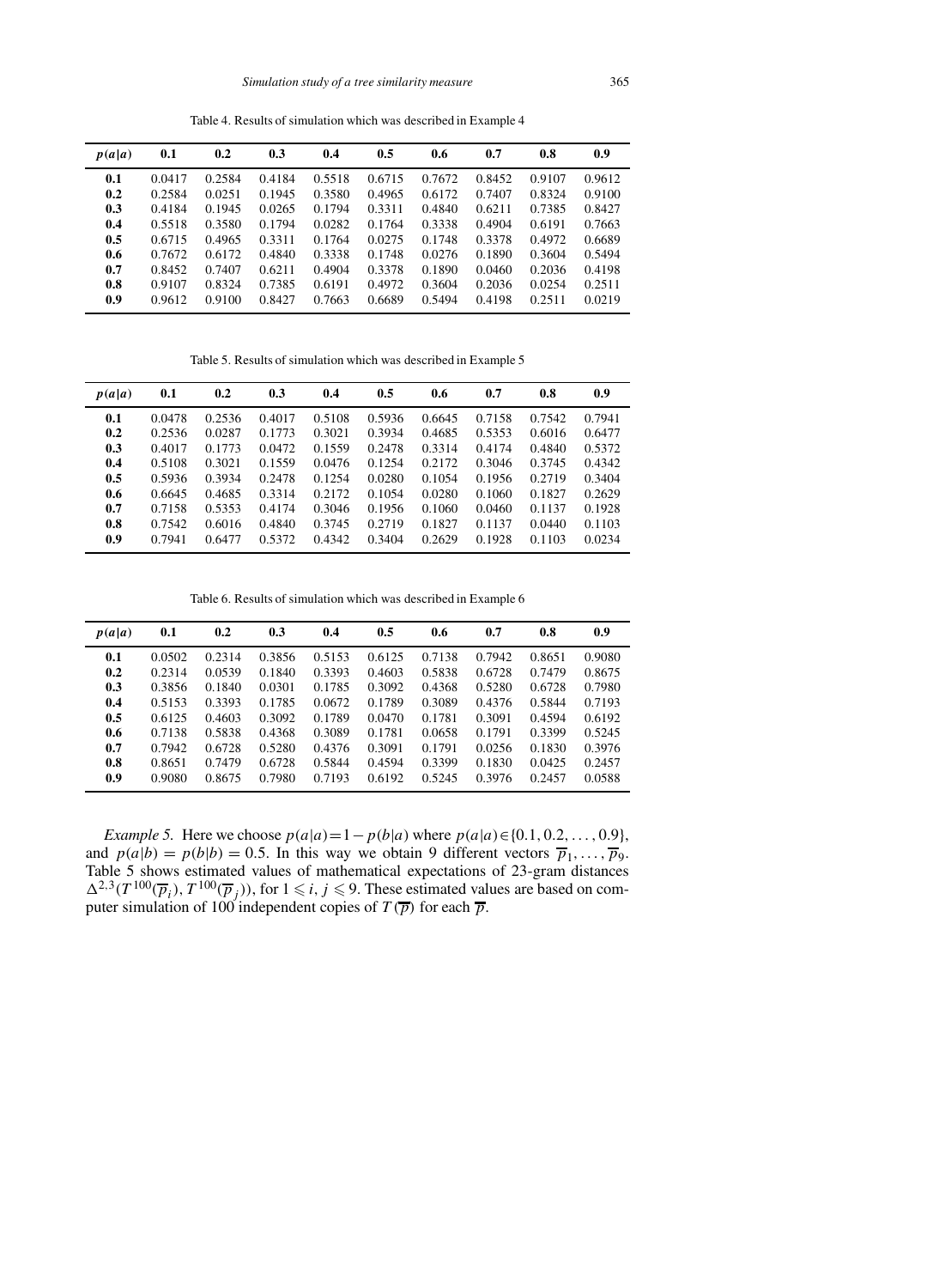Table 4. Results of simulation which was described in Example 4

| $p(a\|a)$ | 0.1 | 0.2 | 0.3 | 0.4 | 0.5 | 0.6 | 0.7 | 0.8 | 0.9 |
|---|---|---|---|---|---|---|---|---|---|
| **0.1** | 0.0417 | 0.2584 | 0.4184 | 0.5518 | 0.6715 | 0.7672 | 0.8452 | 0.9107 | 0.9612 |
| **0.2** | 0.2584 | 0.0251 | 0.1945 | 0.3580 | 0.4965 | 0.6172 | 0.7407 | 0.8324 | 0.9100 |
| **0.3** | 0.4184 | 0.1945 | 0.0265 | 0.1794 | 0.3311 | 0.4840 | 0.6211 | 0.7385 | 0.8427 |
| **0.4** | 0.5518 | 0.3580 | 0.1794 | 0.0282 | 0.1764 | 0.3338 | 0.4904 | 0.6191 | 0.7663 |
| **0.5** | 0.6715 | 0.4965 | 0.3311 | 0.1764 | 0.0275 | 0.1748 | 0.3378 | 0.4972 | 0.6689 |
| **0.6** | 0.7672 | 0.6172 | 0.4840 | 0.3338 | 0.1748 | 0.0276 | 0.1890 | 0.3604 | 0.5494 |
| **0.7** | 0.8452 | 0.7407 | 0.6211 | 0.4904 | 0.3378 | 0.1890 | 0.0460 | 0.2036 | 0.4198 |
| **0.8** | 0.9107 | 0.8324 | 0.7385 | 0.6191 | 0.4972 | 0.3604 | 0.2036 | 0.0254 | 0.2511 |
| **0.9** | 0.9612 | 0.9100 | 0.8427 | 0.7663 | 0.6689 | 0.5494 | 0.4198 | 0.2511 | 0.0219 |

Table 5. Results of simulation which was described in Example 5

| $p(a\|a)$ | 0.1 | 0.2 | 0.3 | 0.4 | 0.5 | 0.6 | 0.7 | 0.8 | 0.9 |
|---|---|---|---|---|---|---|---|---|---|
| **0.1** | 0.0478 | 0.2536 | 0.4017 | 0.5108 | 0.5936 | 0.6645 | 0.7158 | 0.7542 | 0.7941 |
| **0.2** | 0.2536 | 0.0287 | 0.1773 | 0.3021 | 0.3934 | 0.4685 | 0.5353 | 0.6016 | 0.6477 |
| **0.3** | 0.4017 | 0.1773 | 0.0472 | 0.1559 | 0.2478 | 0.3314 | 0.4174 | 0.4840 | 0.5372 |
| **0.4** | 0.5108 | 0.3021 | 0.1559 | 0.0476 | 0.1254 | 0.2172 | 0.3046 | 0.3745 | 0.4342 |
| **0.5** | 0.5936 | 0.3934 | 0.2478 | 0.1254 | 0.0280 | 0.1054 | 0.1956 | 0.2719 | 0.3404 |
| **0.6** | 0.6645 | 0.4685 | 0.3314 | 0.2172 | 0.1054 | 0.0280 | 0.1060 | 0.1827 | 0.2629 |
| **0.7** | 0.7158 | 0.5353 | 0.4174 | 0.3046 | 0.1956 | 0.1060 | 0.0460 | 0.1137 | 0.1928 |
| **0.8** | 0.7542 | 0.6016 | 0.4840 | 0.3745 | 0.2719 | 0.1827 | 0.1137 | 0.0440 | 0.1103 |
| **0.9** | 0.7941 | 0.6477 | 0.5372 | 0.4342 | 0.3404 | 0.2629 | 0.1928 | 0.1103 | 0.0234 |

Table 6. Results of simulation which was described in Example 6

| $p(a\|a)$ | 0.1 | 0.2 | 0.3 | 0.4 | 0.5 | 0.6 | 0.7 | 0.8 | 0.9 |
|---|---|---|---|---|---|---|---|---|---|
| **0.1** | 0.0502 | 0.2314 | 0.3856 | 0.5153 | 0.6125 | 0.7138 | 0.7942 | 0.8651 | 0.9080 |
| **0.2** | 0.2314 | 0.0539 | 0.1840 | 0.3393 | 0.4603 | 0.5838 | 0.6728 | 0.7479 | 0.8675 |
| **0.3** | 0.3856 | 0.1840 | 0.0301 | 0.1785 | 0.3092 | 0.4368 | 0.5280 | 0.6728 | 0.7980 |
| **0.4** | 0.5153 | 0.3393 | 0.1785 | 0.0672 | 0.1789 | 0.3089 | 0.4376 | 0.5844 | 0.7193 |
| **0.5** | 0.6125 | 0.4603 | 0.3092 | 0.1789 | 0.0470 | 0.1781 | 0.3091 | 0.4594 | 0.6192 |
| **0.6** | 0.7138 | 0.5838 | 0.4368 | 0.3089 | 0.1781 | 0.0658 | 0.1791 | 0.3399 | 0.5245 |
| **0.7** | 0.7942 | 0.6728 | 0.5280 | 0.4376 | 0.3091 | 0.1791 | 0.0256 | 0.1830 | 0.3976 |
| **0.8** | 0.8651 | 0.7479 | 0.6728 | 0.5844 | 0.4594 | 0.3399 | 0.1830 | 0.0425 | 0.2457 |
| **0.9** | 0.9080 | 0.8675 | 0.7980 | 0.7193 | 0.6192 | 0.5245 | 0.3976 | 0.2457 | 0.0588 |

*Example 5.* Here we choose $p(a|a) = 1 - p(b|a)$ where $p(a|a) \in \{0.1, 0.2, \ldots, 0.9\}$, and $p(a|b) = p(b|b) = 0.5$. In this way we obtain 9 different vectors $\overline{p}_1, \ldots, \overline{p}_9$. Table 5 shows estimated values of mathematical expectations of 23-gram distances $\Delta^{2,3}(T^{100}(\overline{p}_i), T^{100}(\overline{p}_j))$, for $1 \leqslant i, j \leqslant 9$. These estimated values are based on computer simulation of 100 independent copies of $T(\overline{p})$ for each $\overline{p}$.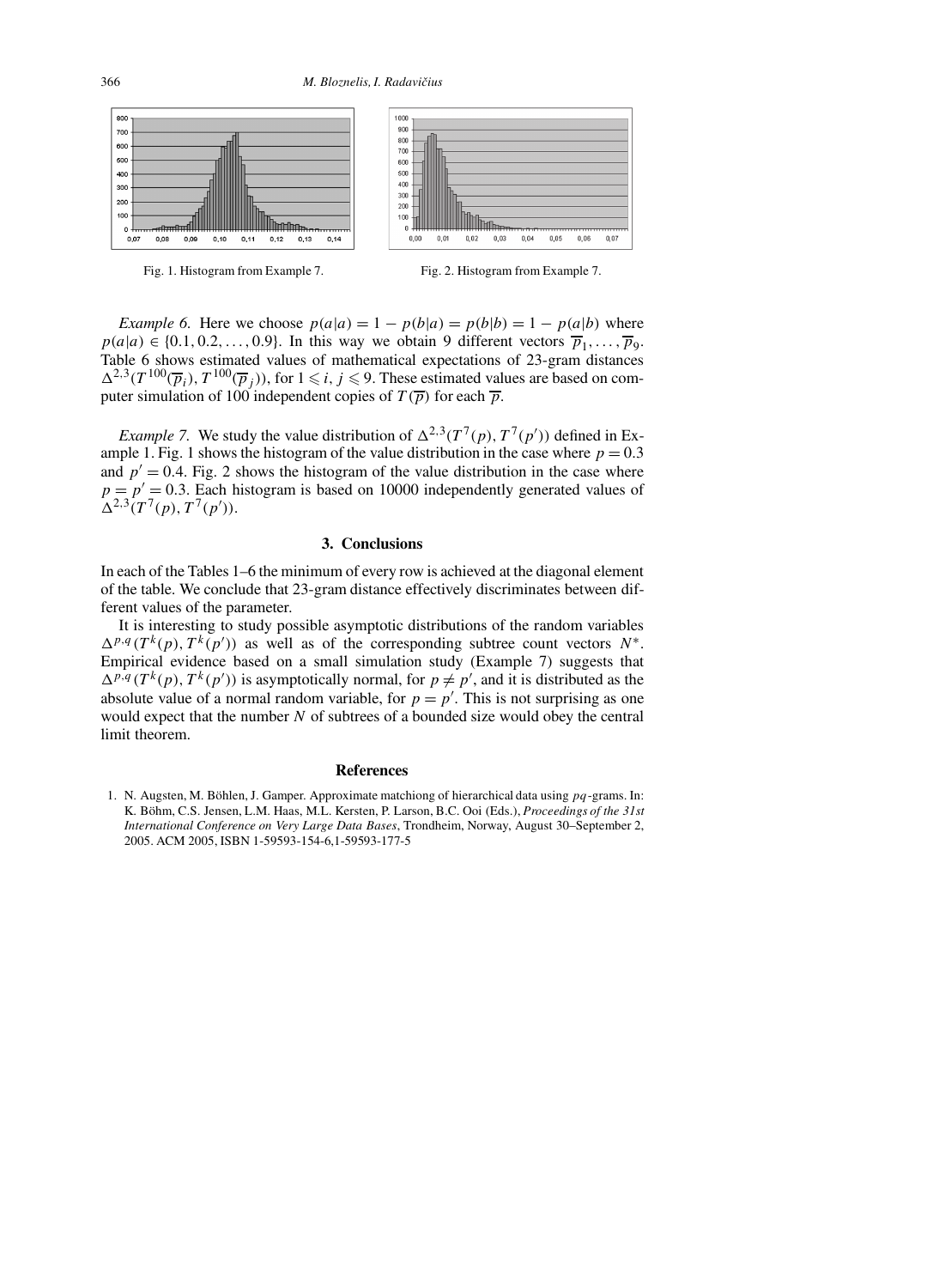Fig. 1. Histogram from Example 7.

Fig. 2. Histogram from Example 7.

*Example 6.* Here we choose $p(a|a) = 1 - p(b|a) = p(b|b) = 1 - p(a|b)$ where $p(a|a) \in \{0.1, 0.2, \dots, 0.9\}$. In this way we obtain 9 different vectors $\overline{p}_1, \dots, \overline{p}_9$. Table 6 shows estimated values of mathematical expectations of 23-gram distances $\Delta^{2,3}(T^{100}(\overline{p}_i), T^{100}(\overline{p}_j))$, for $1 \leqslant i, j \leqslant 9$. These estimated values are based on computer simulation of 100 independent copies of $T(\overline{p})$ for each $\overline{p}$.

*Example 7.* We study the value distribution of $\Delta^{2,3}(T^7(p), T^7(p'))$ defined in Example 1. Fig. 1 shows the histogram of the value distribution in the case where $p = 0.3$ and $p' = 0.4$. Fig. 2 shows the histogram of the value distribution in the case where $p = p' = 0.3$. Each histogram is based on 10000 independently generated values of $\Delta^{2,3}(T^7(p), T^7(p'))$.

## 3. Conclusions

In each of the Tables 1–6 the minimum of every row is achieved at the diagonal element of the table. We conclude that 23-gram distance effectively discriminates between different values of the parameter.

It is interesting to study possible asymptotic distributions of the random variables $\Delta^{p,q}(T^k(p), T^k(p'))$ as well as of the corresponding subtree count vectors $N^*$. Empirical evidence based on a small simulation study (Example 7) suggests that $\Delta^{p,q}(T^k(p), T^k(p'))$ is asymptotically normal, for $p \neq p'$, and it is distributed as the absolute value of a normal random variable, for $p = p'$. This is not surprising as one would expect that the number $N$ of subtrees of a bounded size would obey the central limit theorem.

## References

1. N. Augsten, M. Böhlen, J. Gamper. Approximate matchiong of hierarchical data using *pq*-grams. In: K. Böhm, C.S. Jensen, L.M. Haas, M.L. Kersten, P. Larson, B.C. Ooi (Eds.), *Proceedings of the 31st International Conference on Very Large Data Bases*, Trondheim, Norway, August 30–September 2, 2005. ACM 2005, ISBN 1-59593-154-6,1-59593-177-5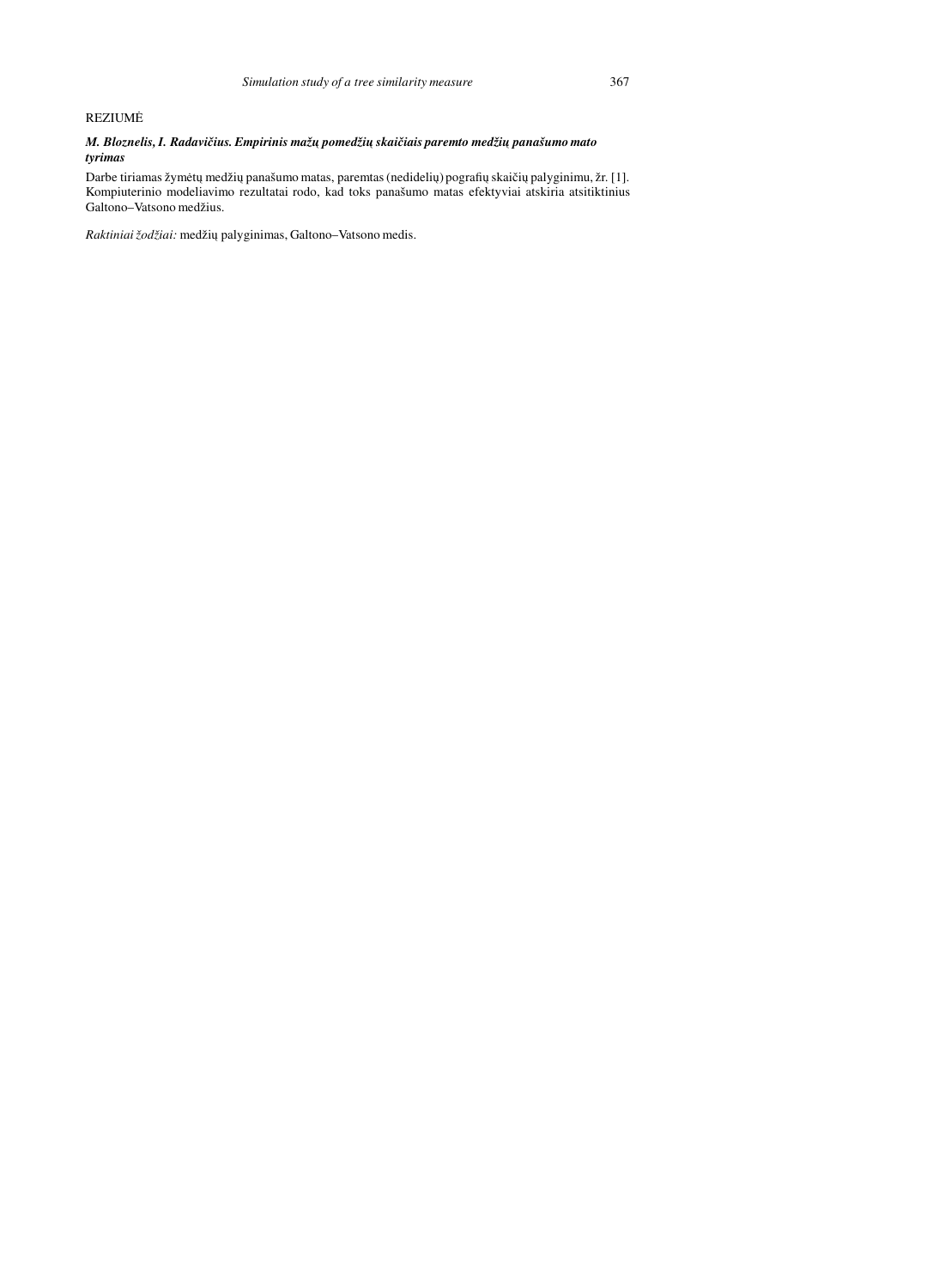REZIUMĖ

***M. Bloznelis, I. Radavičius. Empirinis mažų pomedžių skaičiais paremto medžių panašumo mato tyrimas***

Darbe tiriamas žymėtų medžių panašumo matas, paremtas (nedidelių) pografių skaičių palyginimu, žr. [1]. Kompiuterinio modeliavimo rezultatai rodo, kad toks panašumo matas efektyviai atskiria atsitiktinius Galtono–Vatsono medžius.

*Raktiniai žodžiai:* medžių palyginimas, Galtono–Vatsono medis.